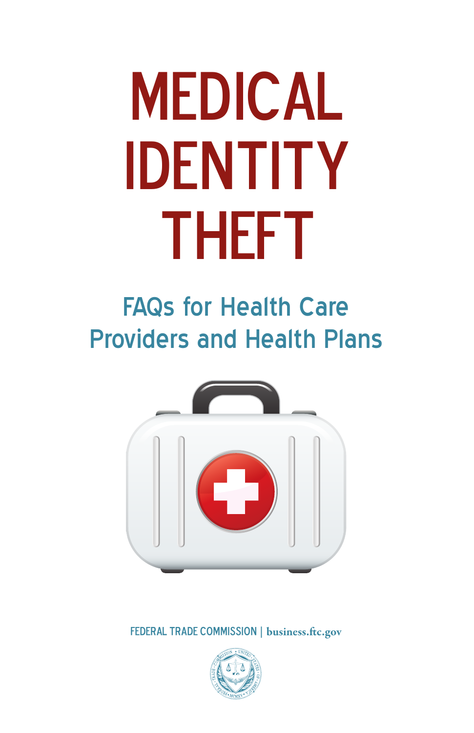# MEDICAL IDENTITY THEFT

## FAQs for Health Care Providers and Health Plans

FEDERAL TRADE COMMISSION | business.ftc.gov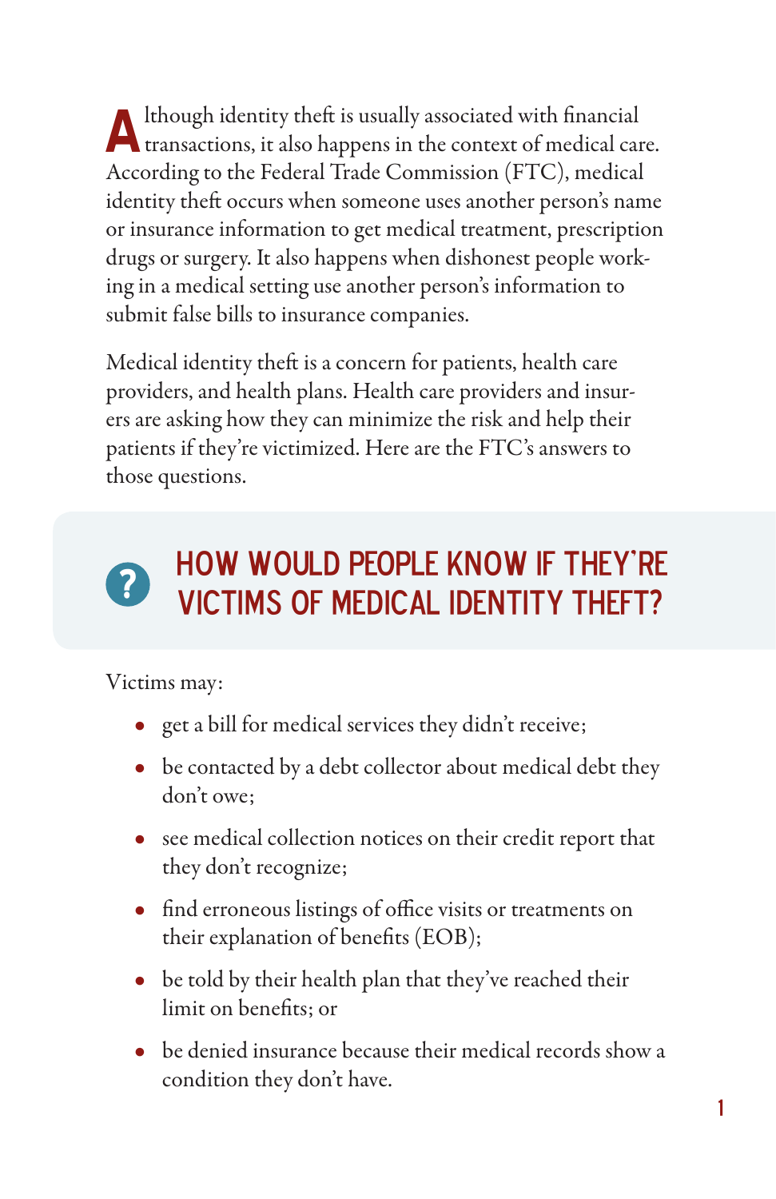Although identity theft is usually associated with financial transactions, it also happens in the context of medical care. According to the Federal Trade Commission (FTC), medical identity theft occurs when someone uses another person's name or insurance information to get medical treatment, prescription drugs or surgery. It also happens when dishonest people working in a medical setting use another person's information to submit false bills to insurance companies.

Medical identity theft is a concern for patients, health care providers, and health plans. Health care providers and insurers are asking how they can minimize the risk and help their patients if they're victimized. Here are the FTC's answers to those questions.

## HOW WOULD PEOPLE KNOW IF THEY'RE VICTIMS OF MEDICAL IDENTITY THEFT?

Victims may:

- get a bill for medical services they didn't receive;
- be contacted by a debt collector about medical debt they don't owe;
- see medical collection notices on their credit report that they don't recognize;
- find erroneous listings of office visits or treatments on their explanation of benefits (EOB);
- be told by their health plan that they've reached their limit on benefits; or
- be denied insurance because their medical records show a condition they don't have.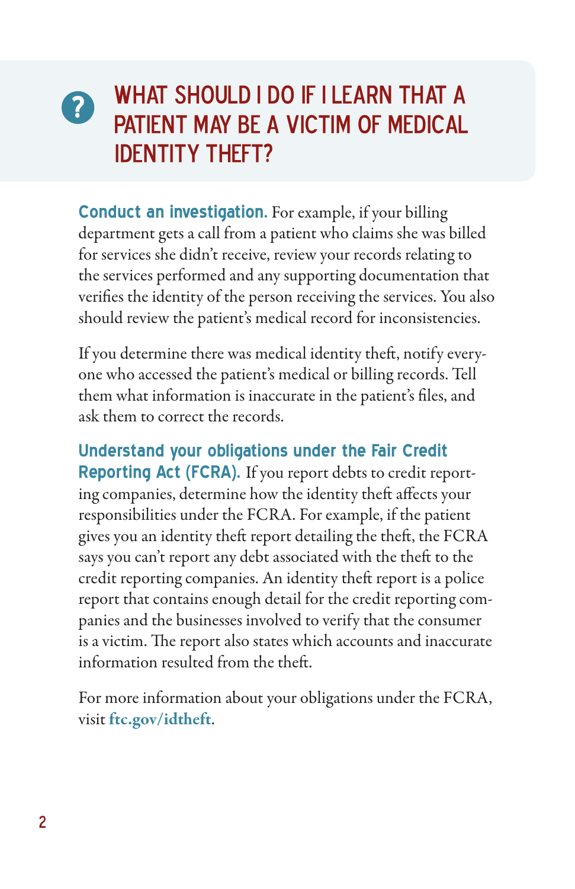## WHAT SHOULD I DO IF I LEARN THAT A PATIENT MAY BE A VICTIM OF MEDICAL IDENTITY THEFT?

**Conduct an investigation.** For example, if your billing department gets a call from a patient who claims she was billed for services she didn't receive, review your records relating to the services performed and any supporting documentation that verifies the identity of the person receiving the services. You also should review the patient's medical record for inconsistencies.

If you determine there was medical identity theft, notify everyone who accessed the patient's medical or billing records. Tell them what information is inaccurate in the patient's files, and ask them to correct the records.

**Understand your obligations under the Fair Credit Reporting Act (FCRA).** If you report debts to credit reporting companies, determine how the identity theft affects your responsibilities under the FCRA. For example, if the patient gives you an identity theft report detailing the theft, the FCRA says you can't report any debt associated with the theft to the credit reporting companies. An identity theft report is a police report that contains enough detail for the credit reporting companies and the businesses involved to verify that the consumer is a victim. The report also states which accounts and inaccurate information resulted from the theft.

For more information about your obligations under the FCRA, visit **ftc.gov/idtheft**.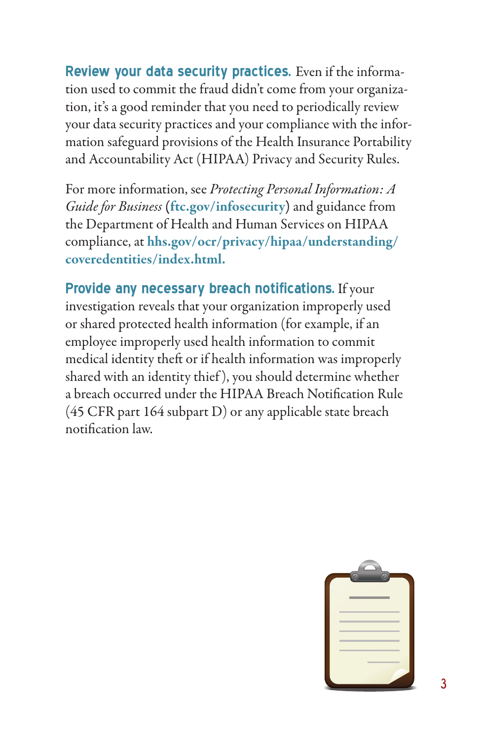**Review your data security practices.** Even if the information used to commit the fraud didn't come from your organization, it's a good reminder that you need to periodically review your data security practices and your compliance with the information safeguard provisions of the Health Insurance Portability and Accountability Act (HIPAA) Privacy and Security Rules.

For more information, see *Protecting Personal Information: A Guide for Business* (**ftc.gov/infosecurity**) and guidance from the Department of Health and Human Services on HIPAA compliance, at **hhs.gov/ocr/privacy/hipaa/understanding/coveredentities/index.html.**

**Provide any necessary breach notifications.** If your investigation reveals that your organization improperly used or shared protected health information (for example, if an employee improperly used health information to commit medical identity theft or if health information was improperly shared with an identity thief), you should determine whether a breach occurred under the HIPAA Breach Notification Rule (45 CFR part 164 subpart D) or any applicable state breach notification law.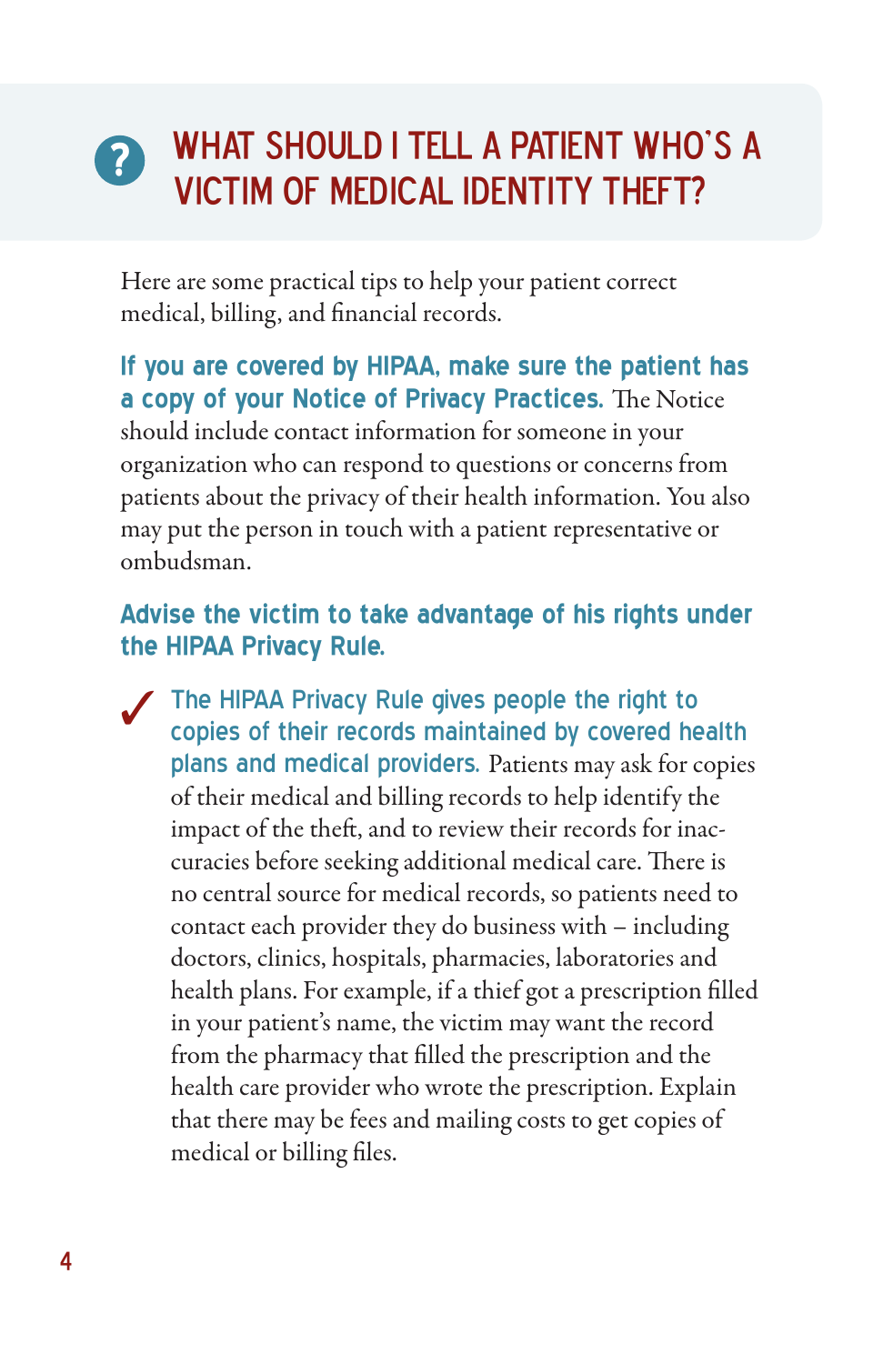## WHAT SHOULD I TELL A PATIENT WHO'S A VICTIM OF MEDICAL IDENTITY THEFT?

Here are some practical tips to help your patient correct medical, billing, and financial records.

**If you are covered by HIPAA, make sure the patient has a copy of your Notice of Privacy Practices.** The Notice should include contact information for someone in your organization who can respond to questions or concerns from patients about the privacy of their health information. You also may put the person in touch with a patient representative or ombudsman.

**Advise the victim to take advantage of his rights under the HIPAA Privacy Rule.**

- ✓ **The HIPAA Privacy Rule gives people the right to copies of their records maintained by covered health plans and medical providers.** Patients may ask for copies of their medical and billing records to help identify the impact of the theft, and to review their records for inaccuracies before seeking additional medical care. There is no central source for medical records, so patients need to contact each provider they do business with – including doctors, clinics, hospitals, pharmacies, laboratories and health plans. For example, if a thief got a prescription filled in your patient's name, the victim may want the record from the pharmacy that filled the prescription and the health care provider who wrote the prescription. Explain that there may be fees and mailing costs to get copies of medical or billing files.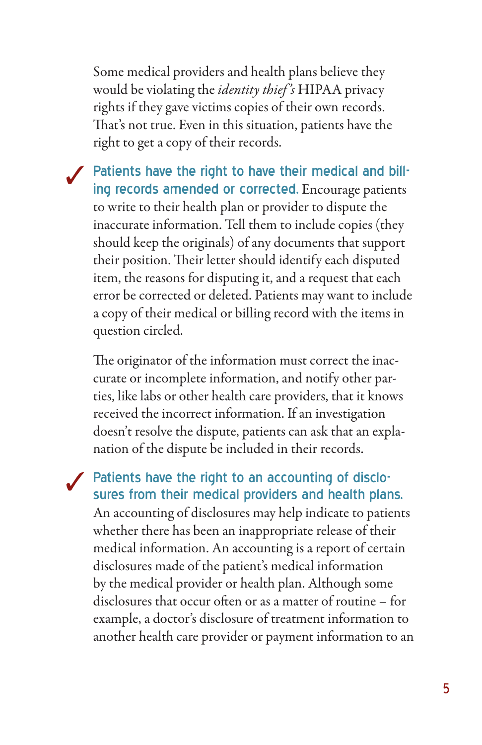Some medical providers and health plans believe they would be violating the *identity thief's* HIPAA privacy rights if they gave victims copies of their own records. That's not true. Even in this situation, patients have the right to get a copy of their records.

✓ **Patients have the right to have their medical and billing records amended or corrected.** Encourage patients to write to their health plan or provider to dispute the inaccurate information. Tell them to include copies (they should keep the originals) of any documents that support their position. Their letter should identify each disputed item, the reasons for disputing it, and a request that each error be corrected or deleted. Patients may want to include a copy of their medical or billing record with the items in question circled.

The originator of the information must correct the inaccurate or incomplete information, and notify other parties, like labs or other health care providers, that it knows received the incorrect information. If an investigation doesn't resolve the dispute, patients can ask that an explanation of the dispute be included in their records.

✓ **Patients have the right to an accounting of disclosures from their medical providers and health plans.** An accounting of disclosures may help indicate to patients whether there has been an inappropriate release of their medical information. An accounting is a report of certain disclosures made of the patient's medical information by the medical provider or health plan. Although some disclosures that occur often or as a matter of routine – for example, a doctor's disclosure of treatment information to another health care provider or payment information to an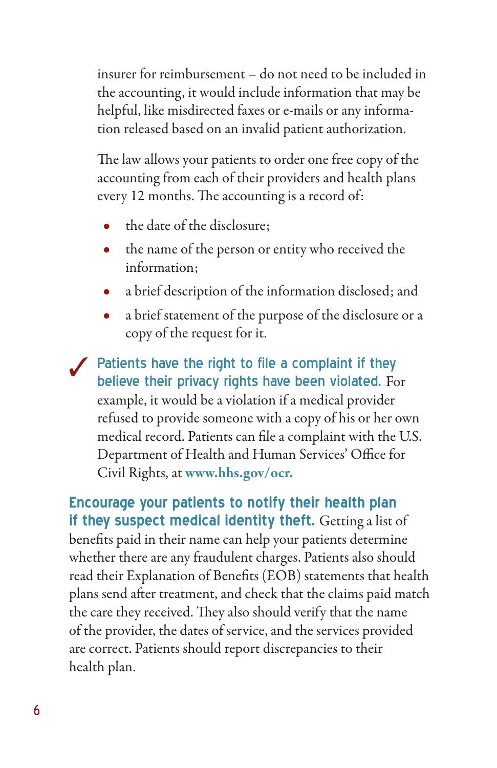insurer for reimbursement – do not need to be included in the accounting, it would include information that may be helpful, like misdirected faxes or e-mails or any information released based on an invalid patient authorization.

The law allows your patients to order one free copy of the accounting from each of their providers and health plans every 12 months. The accounting is a record of:

- the date of the disclosure;
- the name of the person or entity who received the information;
- a brief description of the information disclosed; and
- a brief statement of the purpose of the disclosure or a copy of the request for it.

✓ **Patients have the right to file a complaint if they believe their privacy rights have been violated.** For example, it would be a violation if a medical provider refused to provide someone with a copy of his or her own medical record. Patients can file a complaint with the U.S. Department of Health and Human Services' Office for Civil Rights, at **www.hhs.gov/ocr.**

**Encourage your patients to notify their health plan if they suspect medical identity theft.** Getting a list of benefits paid in their name can help your patients determine whether there are any fraudulent charges. Patients also should read their Explanation of Benefits (EOB) statements that health plans send after treatment, and check that the claims paid match the care they received. They also should verify that the name of the provider, the dates of service, and the services provided are correct. Patients should report discrepancies to their health plan.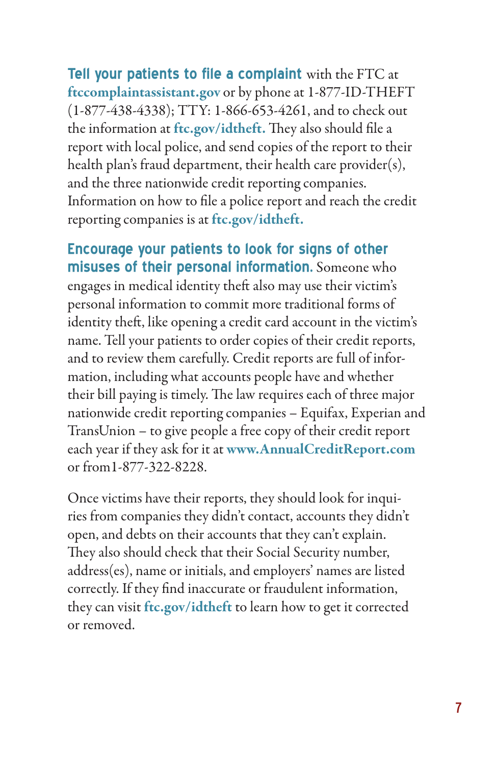**Tell your patients to file a complaint** with the FTC at **ftccomplaintassistant.gov** or by phone at 1-877-ID-THEFT (1-877-438-4338); TTY: 1-866-653-4261, and to check out the information at **ftc.gov/idtheft.** They also should file a report with local police, and send copies of the report to their health plan's fraud department, their health care provider(s), and the three nationwide credit reporting companies. Information on how to file a police report and reach the credit reporting companies is at **ftc.gov/idtheft.**

**Encourage your patients to look for signs of other misuses of their personal information.** Someone who engages in medical identity theft also may use their victim's personal information to commit more traditional forms of identity theft, like opening a credit card account in the victim's name. Tell your patients to order copies of their credit reports, and to review them carefully. Credit reports are full of information, including what accounts people have and whether their bill paying is timely. The law requires each of three major nationwide credit reporting companies – Equifax, Experian and TransUnion – to give people a free copy of their credit report each year if they ask for it at **www.AnnualCreditReport.com** or from1-877-322-8228.

Once victims have their reports, they should look for inquiries from companies they didn't contact, accounts they didn't open, and debts on their accounts that they can't explain. They also should check that their Social Security number, address(es), name or initials, and employers' names are listed correctly. If they find inaccurate or fraudulent information, they can visit **ftc.gov/idtheft** to learn how to get it corrected or removed.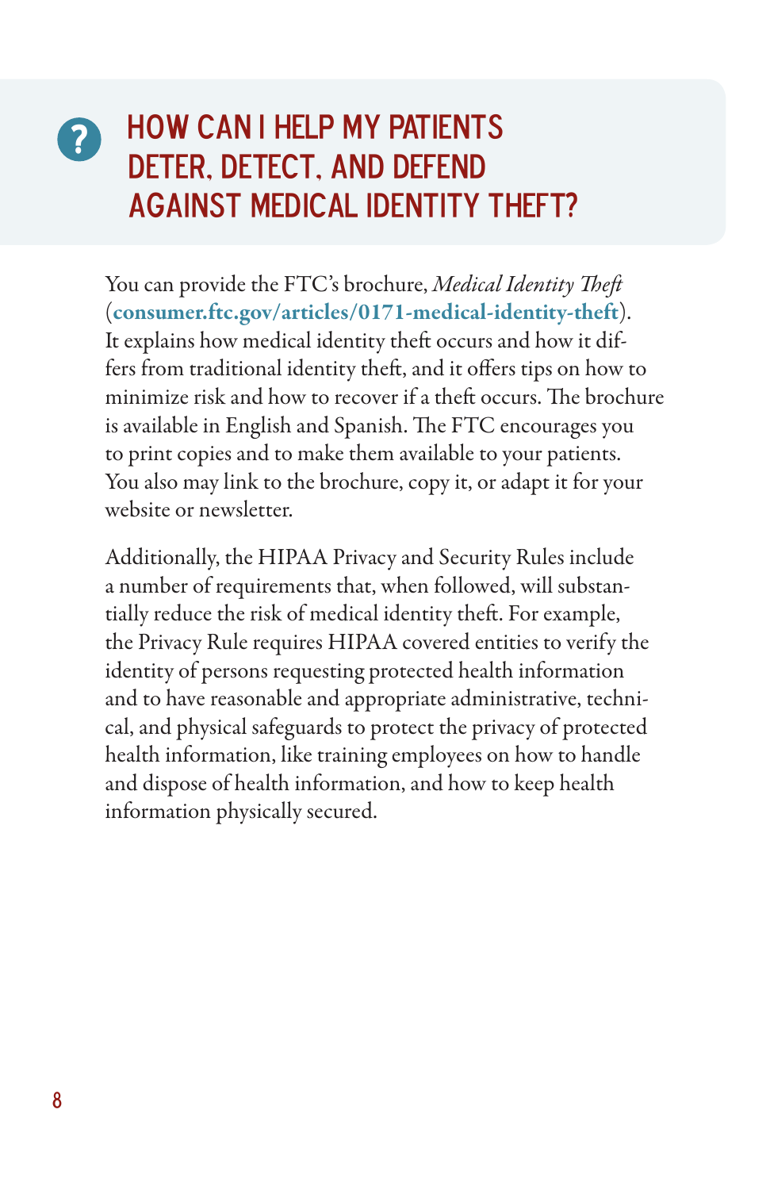## HOW CAN I HELP MY PATIENTS DETER, DETECT, AND DEFEND AGAINST MEDICAL IDENTITY THEFT?

You can provide the FTC's brochure, *Medical Identity Theft* (**consumer.ftc.gov/articles/0171-medical-identity-theft**). It explains how medical identity theft occurs and how it differs from traditional identity theft, and it offers tips on how to minimize risk and how to recover if a theft occurs. The brochure is available in English and Spanish. The FTC encourages you to print copies and to make them available to your patients. You also may link to the brochure, copy it, or adapt it for your website or newsletter.

Additionally, the HIPAA Privacy and Security Rules include a number of requirements that, when followed, will substantially reduce the risk of medical identity theft. For example, the Privacy Rule requires HIPAA covered entities to verify the identity of persons requesting protected health information and to have reasonable and appropriate administrative, technical, and physical safeguards to protect the privacy of protected health information, like training employees on how to handle and dispose of health information, and how to keep health information physically secured.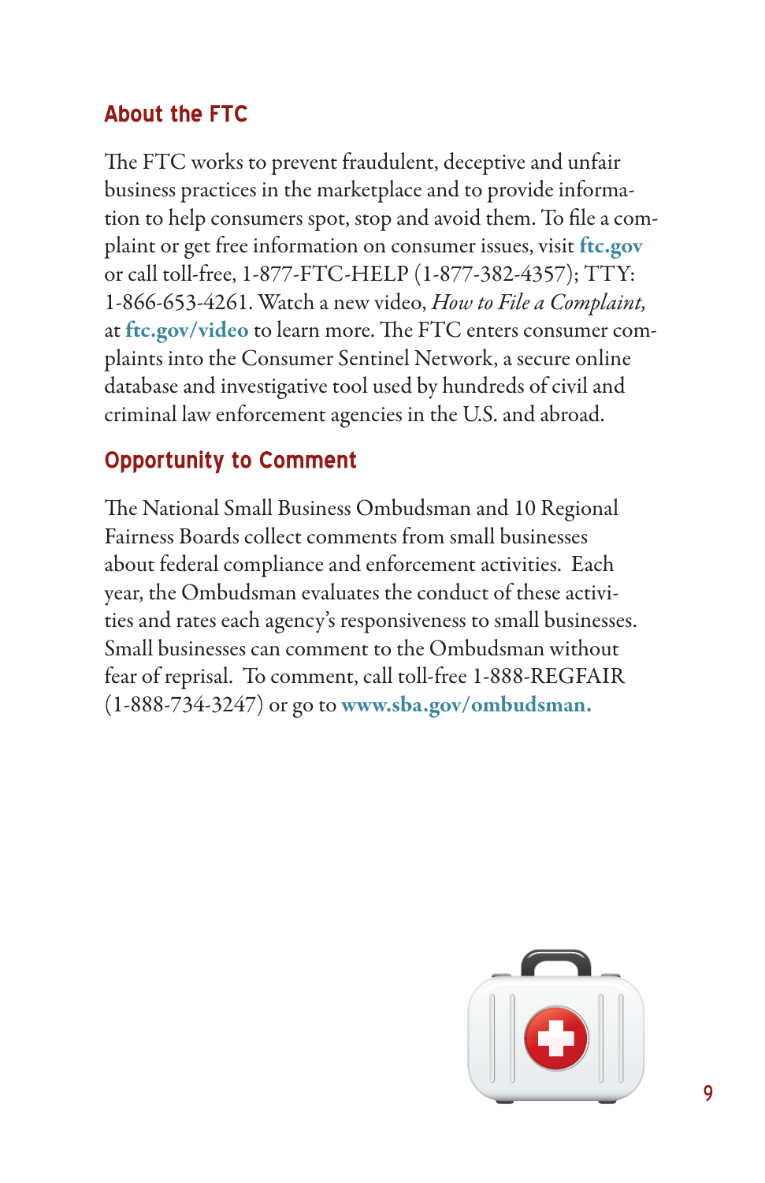## About the FTC

The FTC works to prevent fraudulent, deceptive and unfair business practices in the marketplace and to provide information to help consumers spot, stop and avoid them. To file a complaint or get free information on consumer issues, visit **ftc.gov** or call toll-free, 1-877-FTC-HELP (1-877-382-4357); TTY: 1-866-653-4261. Watch a new video, *How to File a Complaint,* at **ftc.gov/video** to learn more. The FTC enters consumer complaints into the Consumer Sentinel Network, a secure online database and investigative tool used by hundreds of civil and criminal law enforcement agencies in the U.S. and abroad.

## Opportunity to Comment

The National Small Business Ombudsman and 10 Regional Fairness Boards collect comments from small businesses about federal compliance and enforcement activities. Each year, the Ombudsman evaluates the conduct of these activities and rates each agency's responsiveness to small businesses. Small businesses can comment to the Ombudsman without fear of reprisal. To comment, call toll-free 1-888-REGFAIR (1-888-734-3247) or go to **www.sba.gov/ombudsman.**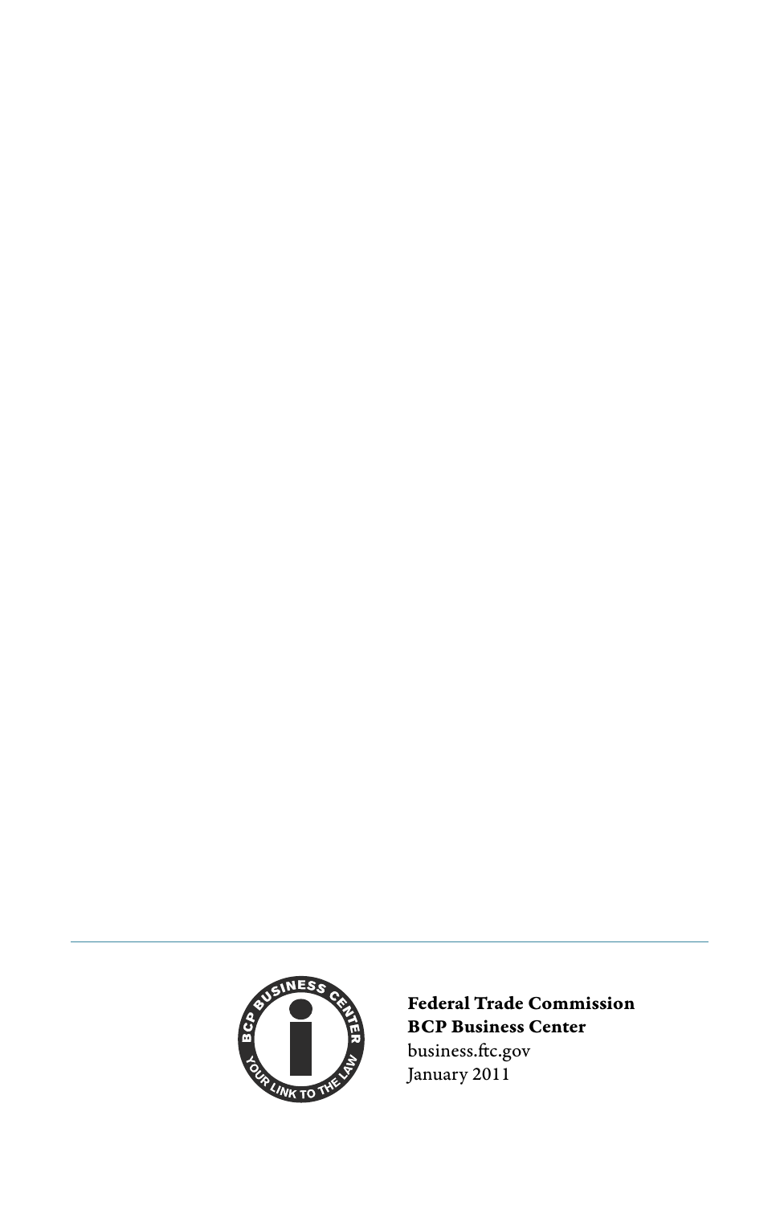**Federal Trade Commission**
**BCP Business Center**
business.ftc.gov
January 2011